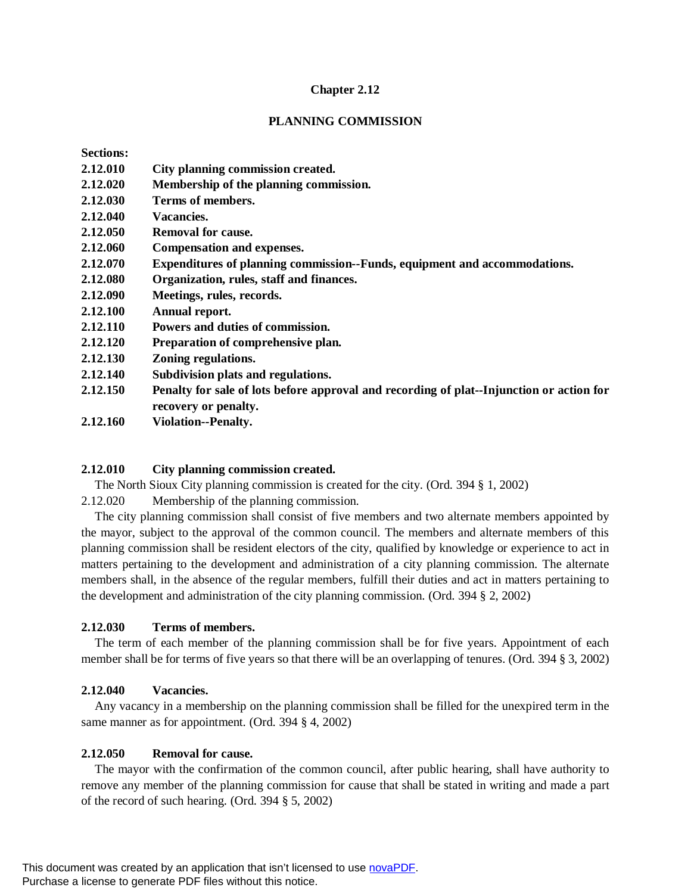# Chapter 2.12

## PLANNING COMMISSION

**Sections:**

**2.12.010 City planning commission created.**
**2.12.020 Membership of the planning commission.**
**2.12.030 Terms of members.**
**2.12.040 Vacancies.**
**2.12.050 Removal for cause.**
**2.12.060 Compensation and expenses.**
**2.12.070 Expenditures of planning commission--Funds, equipment and accommodations.**
**2.12.080 Organization, rules, staff and finances.**
**2.12.090 Meetings, rules, records.**
**2.12.100 Annual report.**
**2.12.110 Powers and duties of commission.**
**2.12.120 Preparation of comprehensive plan.**
**2.12.130 Zoning regulations.**
**2.12.140 Subdivision plats and regulations.**
**2.12.150 Penalty for sale of lots before approval and recording of plat--Injunction or action for recovery or penalty.**
**2.12.160 Violation--Penalty.**

**2.12.010 City planning commission created.**

The North Sioux City planning commission is created for the city. (Ord. 394 § 1, 2002)

2.12.020 Membership of the planning commission.

The city planning commission shall consist of five members and two alternate members appointed by the mayor, subject to the approval of the common council. The members and alternate members of this planning commission shall be resident electors of the city, qualified by knowledge or experience to act in matters pertaining to the development and administration of a city planning commission. The alternate members shall, in the absence of the regular members, fulfill their duties and act in matters pertaining to the development and administration of the city planning commission. (Ord. 394 § 2, 2002)

**2.12.030 Terms of members.**

The term of each member of the planning commission shall be for five years. Appointment of each member shall be for terms of five years so that there will be an overlapping of tenures. (Ord. 394 § 3, 2002)

**2.12.040 Vacancies.**

Any vacancy in a membership on the planning commission shall be filled for the unexpired term in the same manner as for appointment. (Ord. 394 § 4, 2002)

**2.12.050 Removal for cause.**

The mayor with the confirmation of the common council, after public hearing, shall have authority to remove any member of the planning commission for cause that shall be stated in writing and made a part of the record of such hearing. (Ord. 394 § 5, 2002)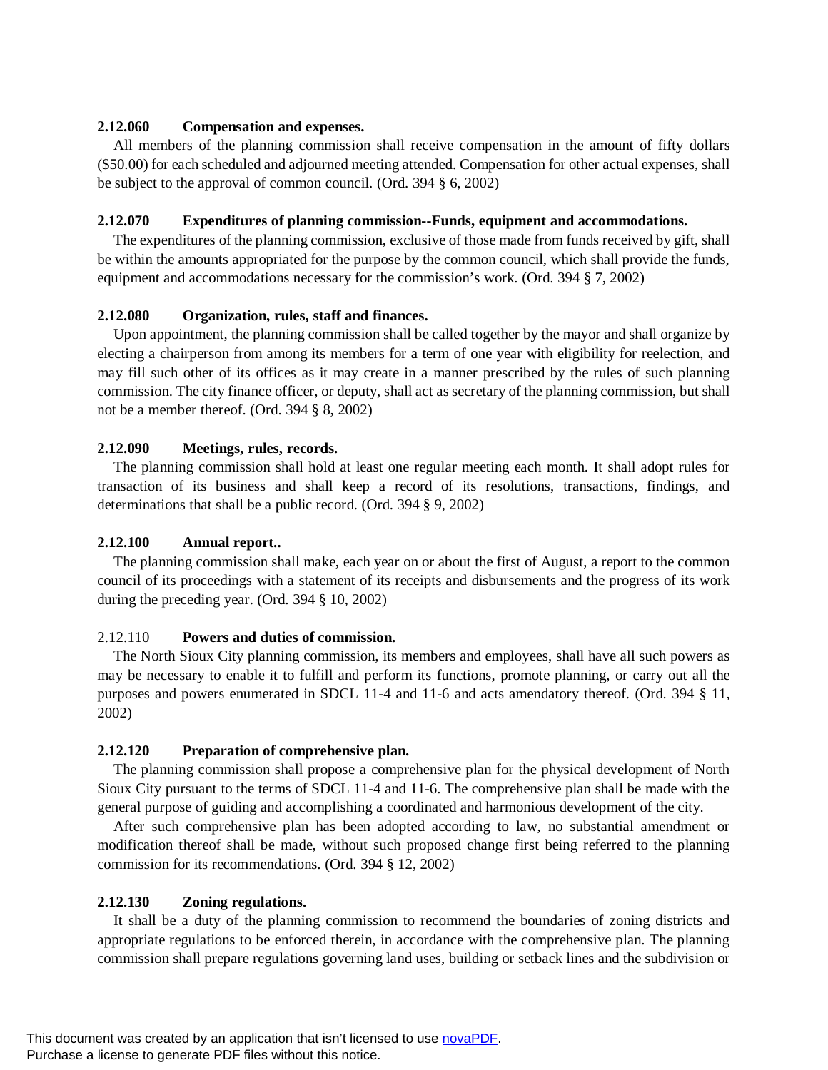**2.12.060 Compensation and expenses.**

All members of the planning commission shall receive compensation in the amount of fifty dollars ($50.00) for each scheduled and adjourned meeting attended. Compensation for other actual expenses, shall be subject to the approval of common council. (Ord. 394 § 6, 2002)

**2.12.070 Expenditures of planning commission--Funds, equipment and accommodations.**

The expenditures of the planning commission, exclusive of those made from funds received by gift, shall be within the amounts appropriated for the purpose by the common council, which shall provide the funds, equipment and accommodations necessary for the commission's work. (Ord. 394 § 7, 2002)

**2.12.080 Organization, rules, staff and finances.**

Upon appointment, the planning commission shall be called together by the mayor and shall organize by electing a chairperson from among its members for a term of one year with eligibility for reelection, and may fill such other of its offices as it may create in a manner prescribed by the rules of such planning commission. The city finance officer, or deputy, shall act as secretary of the planning commission, but shall not be a member thereof. (Ord. 394 § 8, 2002)

**2.12.090 Meetings, rules, records.**

The planning commission shall hold at least one regular meeting each month. It shall adopt rules for transaction of its business and shall keep a record of its resolutions, transactions, findings, and determinations that shall be a public record. (Ord. 394 § 9, 2002)

**2.12.100 Annual report..**

The planning commission shall make, each year on or about the first of August, a report to the common council of its proceedings with a statement of its receipts and disbursements and the progress of its work during the preceding year. (Ord. 394 § 10, 2002)

2.12.110 **Powers and duties of commission.**

The North Sioux City planning commission, its members and employees, shall have all such powers as may be necessary to enable it to fulfill and perform its functions, promote planning, or carry out all the purposes and powers enumerated in SDCL 11-4 and 11-6 and acts amendatory thereof. (Ord. 394 § 11, 2002)

**2.12.120 Preparation of comprehensive plan.**

The planning commission shall propose a comprehensive plan for the physical development of North Sioux City pursuant to the terms of SDCL 11-4 and 11-6. The comprehensive plan shall be made with the general purpose of guiding and accomplishing a coordinated and harmonious development of the city.

After such comprehensive plan has been adopted according to law, no substantial amendment or modification thereof shall be made, without such proposed change first being referred to the planning commission for its recommendations. (Ord. 394 § 12, 2002)

**2.12.130 Zoning regulations.**

It shall be a duty of the planning commission to recommend the boundaries of zoning districts and appropriate regulations to be enforced therein, in accordance with the comprehensive plan. The planning commission shall prepare regulations governing land uses, building or setback lines and the subdivision or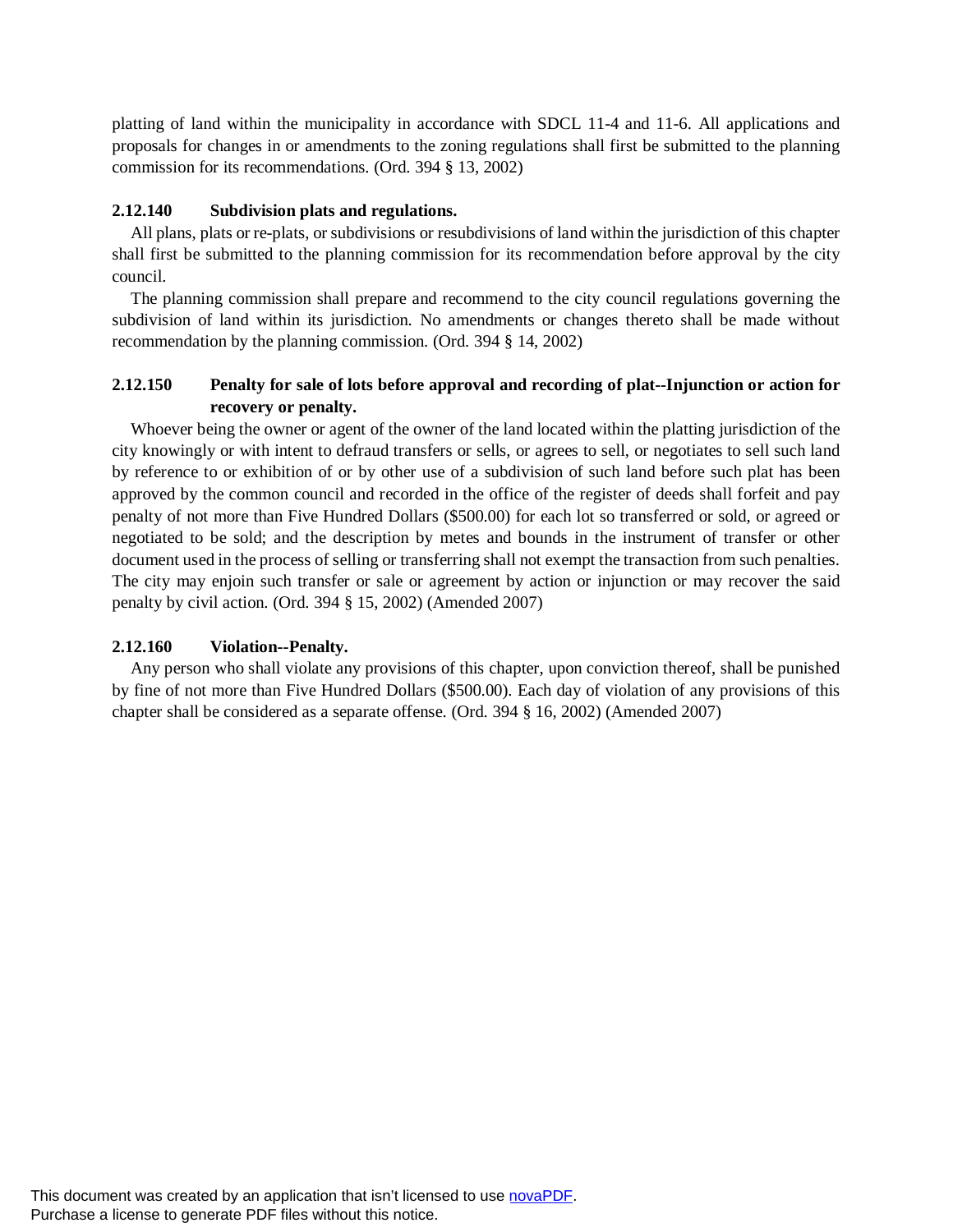platting of land within the municipality in accordance with SDCL 11-4 and 11-6. All applications and proposals for changes in or amendments to the zoning regulations shall first be submitted to the planning commission for its recommendations. (Ord. 394 § 13, 2002)

**2.12.140 Subdivision plats and regulations.**

All plans, plats or re-plats, or subdivisions or resubdivisions of land within the jurisdiction of this chapter shall first be submitted to the planning commission for its recommendation before approval by the city council.

The planning commission shall prepare and recommend to the city council regulations governing the subdivision of land within its jurisdiction. No amendments or changes thereto shall be made without recommendation by the planning commission. (Ord. 394 § 14, 2002)

**2.12.150 Penalty for sale of lots before approval and recording of plat--Injunction or action for recovery or penalty.**

Whoever being the owner or agent of the owner of the land located within the platting jurisdiction of the city knowingly or with intent to defraud transfers or sells, or agrees to sell, or negotiates to sell such land by reference to or exhibition of or by other use of a subdivision of such land before such plat has been approved by the common council and recorded in the office of the register of deeds shall forfeit and pay penalty of not more than Five Hundred Dollars ($500.00) for each lot so transferred or sold, or agreed or negotiated to be sold; and the description by metes and bounds in the instrument of transfer or other document used in the process of selling or transferring shall not exempt the transaction from such penalties. The city may enjoin such transfer or sale or agreement by action or injunction or may recover the said penalty by civil action. (Ord. 394 § 15, 2002) (Amended 2007)

**2.12.160 Violation--Penalty.**

Any person who shall violate any provisions of this chapter, upon conviction thereof, shall be punished by fine of not more than Five Hundred Dollars ($500.00). Each day of violation of any provisions of this chapter shall be considered as a separate offense. (Ord. 394 § 16, 2002) (Amended 2007)